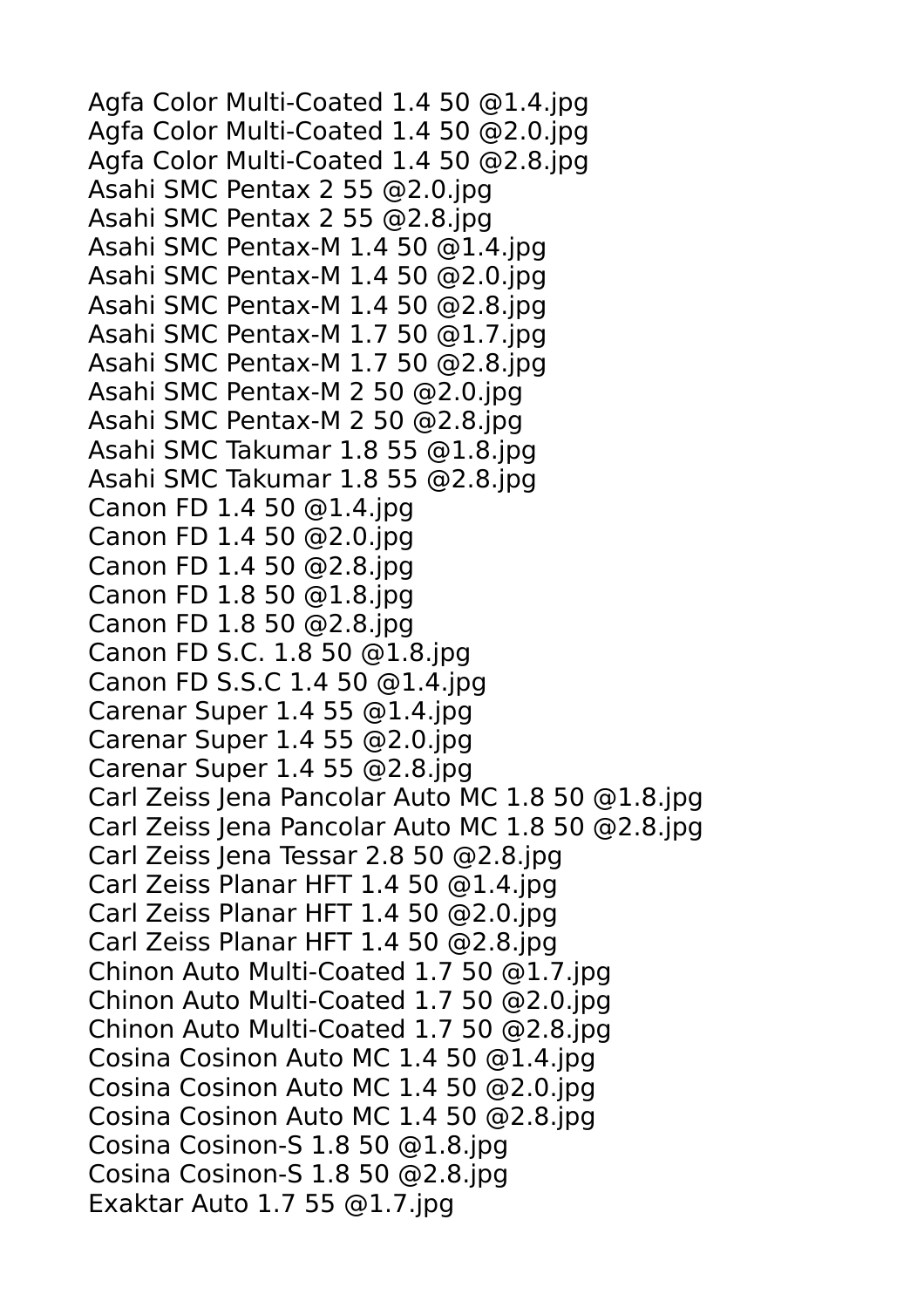Agfa Color Multi-Coated 1.4 50 @1.4.jpg
Agfa Color Multi-Coated 1.4 50 @2.0.jpg
Agfa Color Multi-Coated 1.4 50 @2.8.jpg
Asahi SMC Pentax 2 55 @2.0.jpg
Asahi SMC Pentax 2 55 @2.8.jpg
Asahi SMC Pentax-M 1.4 50 @1.4.jpg
Asahi SMC Pentax-M 1.4 50 @2.0.jpg
Asahi SMC Pentax-M 1.4 50 @2.8.jpg
Asahi SMC Pentax-M 1.7 50 @1.7.jpg
Asahi SMC Pentax-M 1.7 50 @2.8.jpg
Asahi SMC Pentax-M 2 50 @2.0.jpg
Asahi SMC Pentax-M 2 50 @2.8.jpg
Asahi SMC Takumar 1.8 55 @1.8.jpg
Asahi SMC Takumar 1.8 55 @2.8.jpg
Canon FD 1.4 50 @1.4.jpg
Canon FD 1.4 50 @2.0.jpg
Canon FD 1.4 50 @2.8.jpg
Canon FD 1.8 50 @1.8.jpg
Canon FD 1.8 50 @2.8.jpg
Canon FD S.C. 1.8 50 @1.8.jpg
Canon FD S.S.C 1.4 50 @1.4.jpg
Carenar Super 1.4 55 @1.4.jpg
Carenar Super 1.4 55 @2.0.jpg
Carenar Super 1.4 55 @2.8.jpg
Carl Zeiss Jena Pancolar Auto MC 1.8 50 @1.8.jpg
Carl Zeiss Jena Pancolar Auto MC 1.8 50 @2.8.jpg
Carl Zeiss Jena Tessar 2.8 50 @2.8.jpg
Carl Zeiss Planar HFT 1.4 50 @1.4.jpg
Carl Zeiss Planar HFT 1.4 50 @2.0.jpg
Carl Zeiss Planar HFT 1.4 50 @2.8.jpg
Chinon Auto Multi-Coated 1.7 50 @1.7.jpg
Chinon Auto Multi-Coated 1.7 50 @2.0.jpg
Chinon Auto Multi-Coated 1.7 50 @2.8.jpg
Cosina Cosinon Auto MC 1.4 50 @1.4.jpg
Cosina Cosinon Auto MC 1.4 50 @2.0.jpg
Cosina Cosinon Auto MC 1.4 50 @2.8.jpg
Cosina Cosinon-S 1.8 50 @1.8.jpg
Cosina Cosinon-S 1.8 50 @2.8.jpg
Exaktar Auto 1.7 55 @1.7.jpg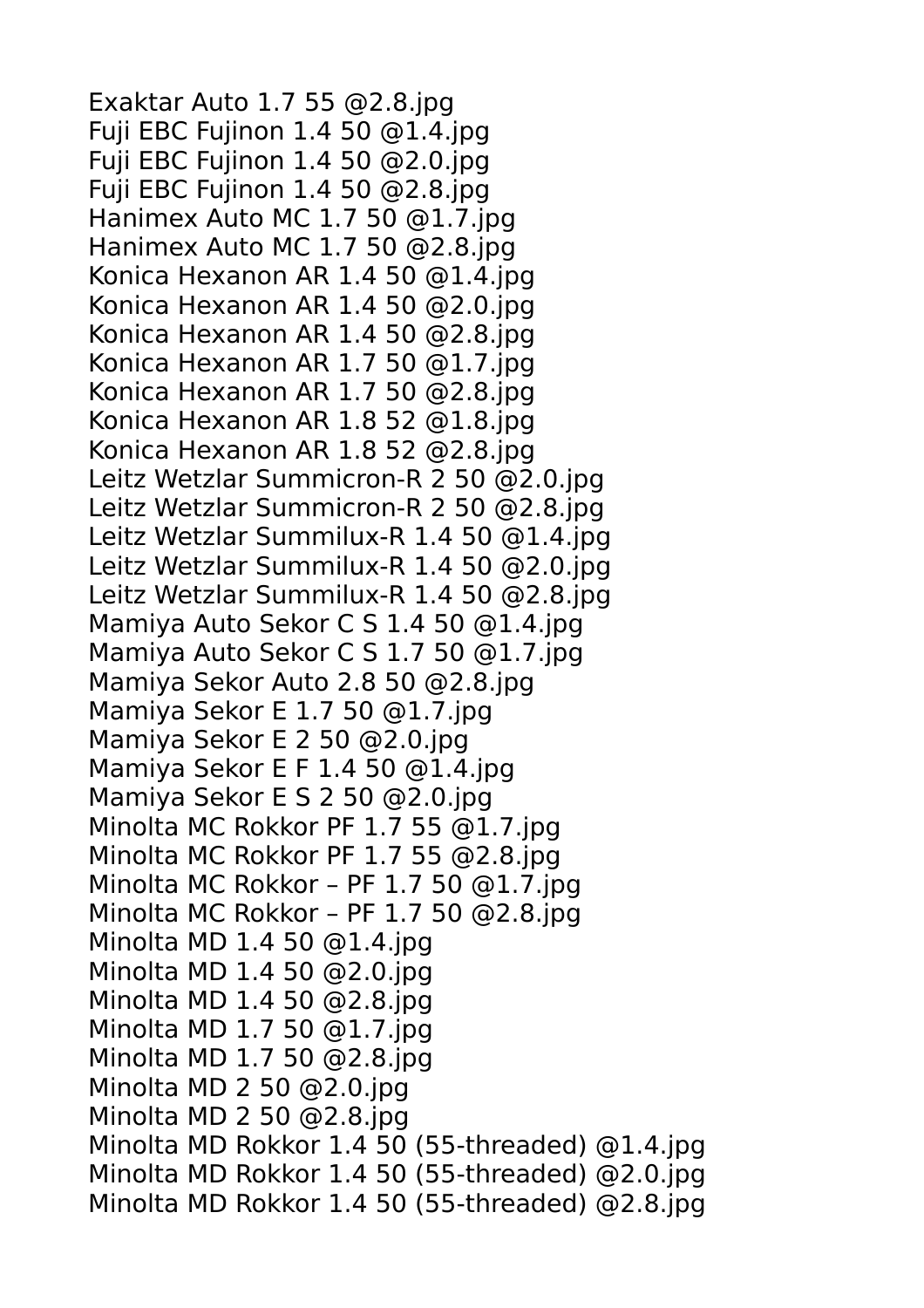Exaktar Auto 1.7 55 @2.8.jpg
Fuji EBC Fujinon 1.4 50 @1.4.jpg
Fuji EBC Fujinon 1.4 50 @2.0.jpg
Fuji EBC Fujinon 1.4 50 @2.8.jpg
Hanimex Auto MC 1.7 50 @1.7.jpg
Hanimex Auto MC 1.7 50 @2.8.jpg
Konica Hexanon AR 1.4 50 @1.4.jpg
Konica Hexanon AR 1.4 50 @2.0.jpg
Konica Hexanon AR 1.4 50 @2.8.jpg
Konica Hexanon AR 1.7 50 @1.7.jpg
Konica Hexanon AR 1.7 50 @2.8.jpg
Konica Hexanon AR 1.8 52 @1.8.jpg
Konica Hexanon AR 1.8 52 @2.8.jpg
Leitz Wetzlar Summicron-R 2 50 @2.0.jpg
Leitz Wetzlar Summicron-R 2 50 @2.8.jpg
Leitz Wetzlar Summilux-R 1.4 50 @1.4.jpg
Leitz Wetzlar Summilux-R 1.4 50 @2.0.jpg
Leitz Wetzlar Summilux-R 1.4 50 @2.8.jpg
Mamiya Auto Sekor C S 1.4 50 @1.4.jpg
Mamiya Auto Sekor C S 1.7 50 @1.7.jpg
Mamiya Sekor Auto 2.8 50 @2.8.jpg
Mamiya Sekor E 1.7 50 @1.7.jpg
Mamiya Sekor E 2 50 @2.0.jpg
Mamiya Sekor E F 1.4 50 @1.4.jpg
Mamiya Sekor E S 2 50 @2.0.jpg
Minolta MC Rokkor PF 1.7 55 @1.7.jpg
Minolta MC Rokkor PF 1.7 55 @2.8.jpg
Minolta MC Rokkor – PF 1.7 50 @1.7.jpg
Minolta MC Rokkor – PF 1.7 50 @2.8.jpg
Minolta MD 1.4 50 @1.4.jpg
Minolta MD 1.4 50 @2.0.jpg
Minolta MD 1.4 50 @2.8.jpg
Minolta MD 1.7 50 @1.7.jpg
Minolta MD 1.7 50 @2.8.jpg
Minolta MD 2 50 @2.0.jpg
Minolta MD 2 50 @2.8.jpg
Minolta MD Rokkor 1.4 50 (55-threaded) @1.4.jpg
Minolta MD Rokkor 1.4 50 (55-threaded) @2.0.jpg
Minolta MD Rokkor 1.4 50 (55-threaded) @2.8.jpg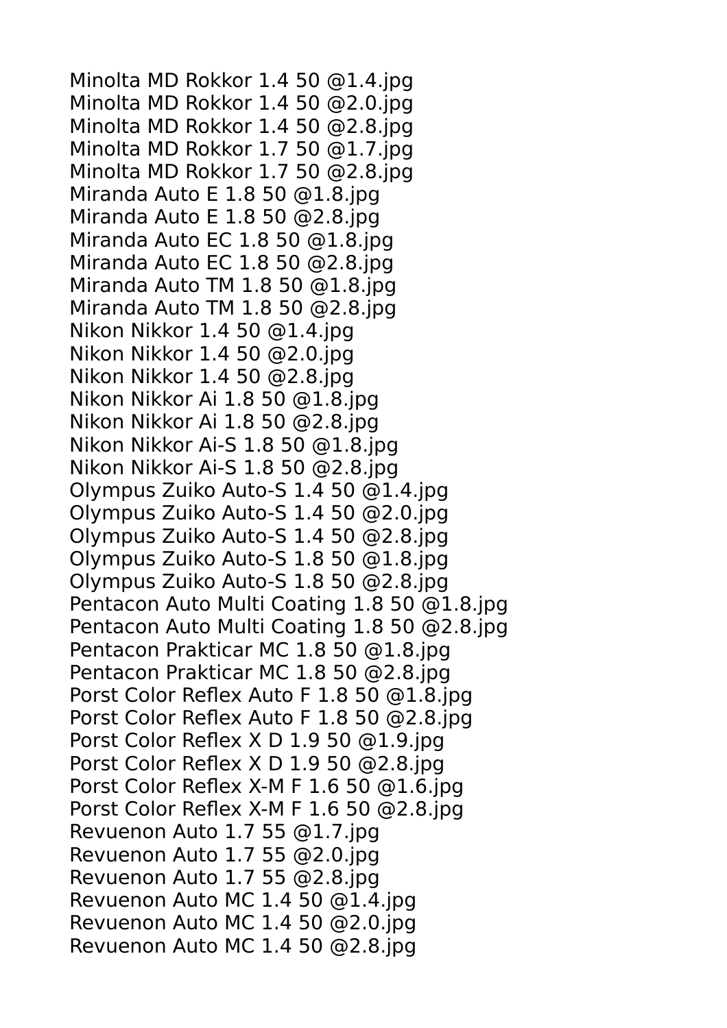Minolta MD Rokkor 1.4 50 @1.4.jpg
Minolta MD Rokkor 1.4 50 @2.0.jpg
Minolta MD Rokkor 1.4 50 @2.8.jpg
Minolta MD Rokkor 1.7 50 @1.7.jpg
Minolta MD Rokkor 1.7 50 @2.8.jpg
Miranda Auto E 1.8 50 @1.8.jpg
Miranda Auto E 1.8 50 @2.8.jpg
Miranda Auto EC 1.8 50 @1.8.jpg
Miranda Auto EC 1.8 50 @2.8.jpg
Miranda Auto TM 1.8 50 @1.8.jpg
Miranda Auto TM 1.8 50 @2.8.jpg
Nikon Nikkor 1.4 50 @1.4.jpg
Nikon Nikkor 1.4 50 @2.0.jpg
Nikon Nikkor 1.4 50 @2.8.jpg
Nikon Nikkor Ai 1.8 50 @1.8.jpg
Nikon Nikkor Ai 1.8 50 @2.8.jpg
Nikon Nikkor Ai-S 1.8 50 @1.8.jpg
Nikon Nikkor Ai-S 1.8 50 @2.8.jpg
Olympus Zuiko Auto-S 1.4 50 @1.4.jpg
Olympus Zuiko Auto-S 1.4 50 @2.0.jpg
Olympus Zuiko Auto-S 1.4 50 @2.8.jpg
Olympus Zuiko Auto-S 1.8 50 @1.8.jpg
Olympus Zuiko Auto-S 1.8 50 @2.8.jpg
Pentacon Auto Multi Coating 1.8 50 @1.8.jpg
Pentacon Auto Multi Coating 1.8 50 @2.8.jpg
Pentacon Prakticar MC 1.8 50 @1.8.jpg
Pentacon Prakticar MC 1.8 50 @2.8.jpg
Porst Color Reflex Auto F 1.8 50 @1.8.jpg
Porst Color Reflex Auto F 1.8 50 @2.8.jpg
Porst Color Reflex X D 1.9 50 @1.9.jpg
Porst Color Reflex X D 1.9 50 @2.8.jpg
Porst Color Reflex X-M F 1.6 50 @1.6.jpg
Porst Color Reflex X-M F 1.6 50 @2.8.jpg
Revuenon Auto 1.7 55 @1.7.jpg
Revuenon Auto 1.7 55 @2.0.jpg
Revuenon Auto 1.7 55 @2.8.jpg
Revuenon Auto MC 1.4 50 @1.4.jpg
Revuenon Auto MC 1.4 50 @2.0.jpg
Revuenon Auto MC 1.4 50 @2.8.jpg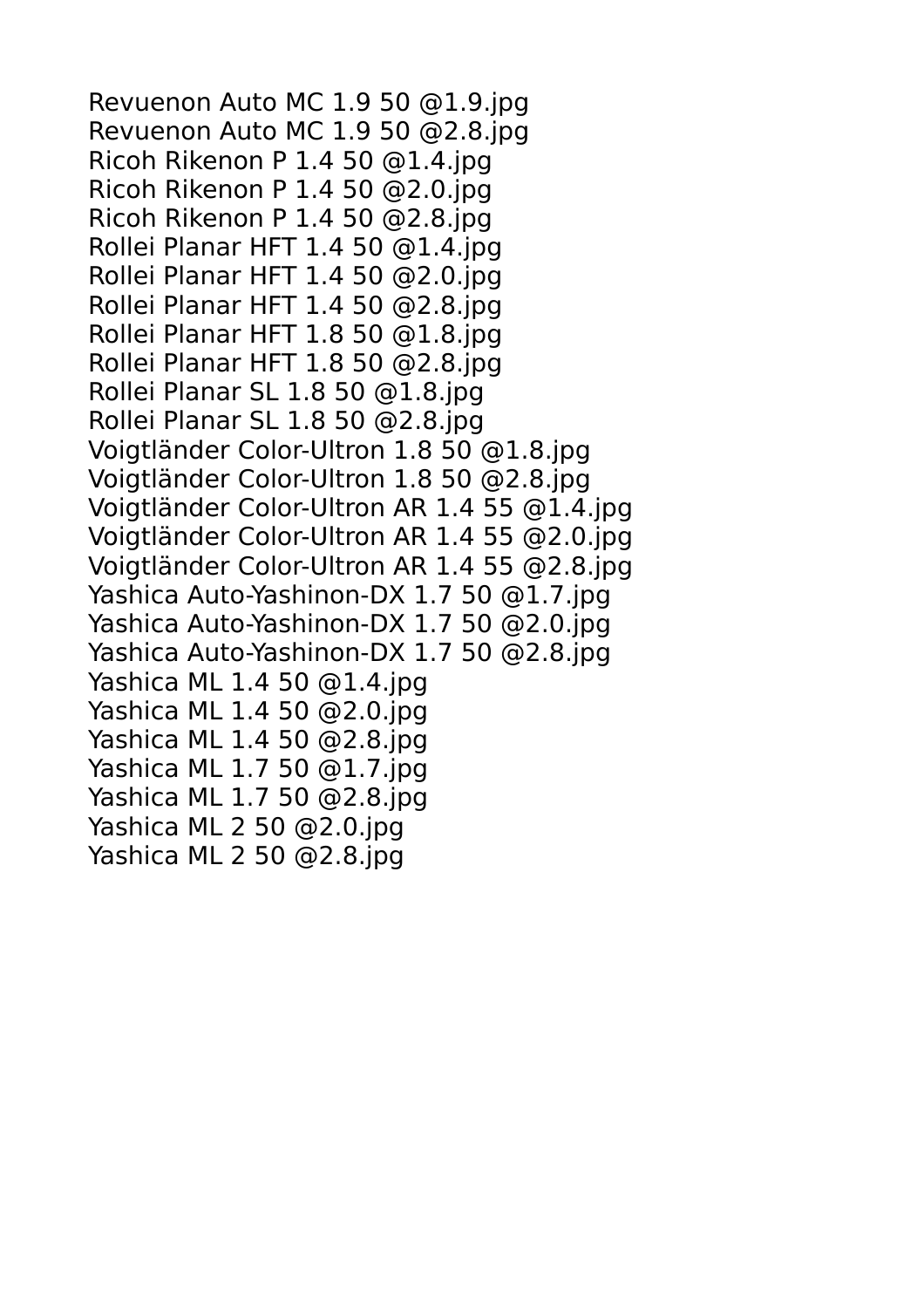Revuenon Auto MC 1.9 50 @1.9.jpg
Revuenon Auto MC 1.9 50 @2.8.jpg
Ricoh Rikenon P 1.4 50 @1.4.jpg
Ricoh Rikenon P 1.4 50 @2.0.jpg
Ricoh Rikenon P 1.4 50 @2.8.jpg
Rollei Planar HFT 1.4 50 @1.4.jpg
Rollei Planar HFT 1.4 50 @2.0.jpg
Rollei Planar HFT 1.4 50 @2.8.jpg
Rollei Planar HFT 1.8 50 @1.8.jpg
Rollei Planar HFT 1.8 50 @2.8.jpg
Rollei Planar SL 1.8 50 @1.8.jpg
Rollei Planar SL 1.8 50 @2.8.jpg
Voigtländer Color-Ultron 1.8 50 @1.8.jpg
Voigtländer Color-Ultron 1.8 50 @2.8.jpg
Voigtländer Color-Ultron AR 1.4 55 @1.4.jpg
Voigtländer Color-Ultron AR 1.4 55 @2.0.jpg
Voigtländer Color-Ultron AR 1.4 55 @2.8.jpg
Yashica Auto-Yashinon-DX 1.7 50 @1.7.jpg
Yashica Auto-Yashinon-DX 1.7 50 @2.0.jpg
Yashica Auto-Yashinon-DX 1.7 50 @2.8.jpg
Yashica ML 1.4 50 @1.4.jpg
Yashica ML 1.4 50 @2.0.jpg
Yashica ML 1.4 50 @2.8.jpg
Yashica ML 1.7 50 @1.7.jpg
Yashica ML 1.7 50 @2.8.jpg
Yashica ML 2 50 @2.0.jpg
Yashica ML 2 50 @2.8.jpg